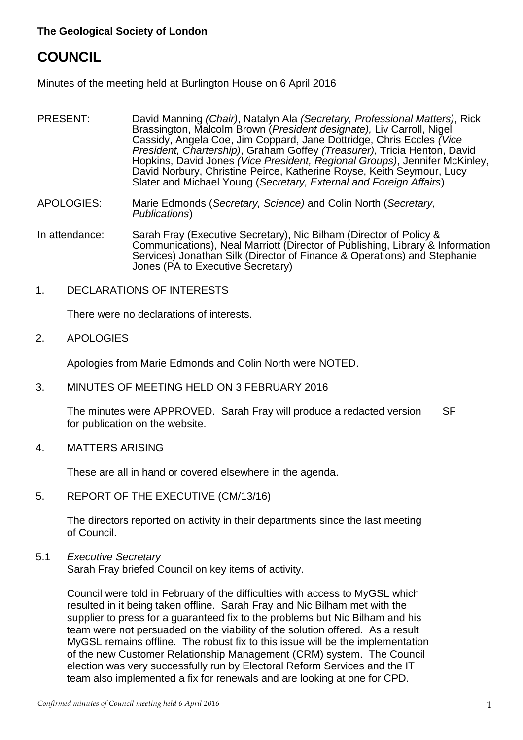**The Geological Society of London**

# COUNCIL

Minutes of the meeting held at Burlington House on 6 April 2016

PRESENT: David Manning *(Chair)*, Natalyn Ala *(Secretary, Professional Matters)*, Rick Brassington, Malcolm Brown (*President designate),* Liv Carroll, Nigel Cassidy, Angela Coe, Jim Coppard, Jane Dottridge, Chris Eccles *(Vice President, Chartership)*, Graham Goffey *(Treasurer)*, Tricia Henton, David Hopkins, David Jones *(Vice President, Regional Groups)*, Jennifer McKinley, David Norbury, Christine Peirce, Katherine Royse, Keith Seymour, Lucy Slater and Michael Young (*Secretary, External and Foreign Affairs*)

APOLOGIES: Marie Edmonds (*Secretary, Science)* and Colin North (*Secretary, Publications*)

In attendance: Sarah Fray (Executive Secretary), Nic Bilham (Director of Policy & Communications), Neal Marriott (Director of Publishing, Library & Information Services) Jonathan Silk (Director of Finance & Operations) and Stephanie Jones (PA to Executive Secretary)

## 1. DECLARATIONS OF INTERESTS

There were no declarations of interests.

## 2. APOLOGIES

Apologies from Marie Edmonds and Colin North were NOTED.

## 3. MINUTES OF MEETING HELD ON 3 FEBRUARY 2016

The minutes were APPROVED. Sarah Fray will produce a redacted version for publication on the website. **SF**

## 4. MATTERS ARISING

These are all in hand or covered elsewhere in the agenda.

## 5. REPORT OF THE EXECUTIVE (CM/13/16)

The directors reported on activity in their departments since the last meeting of Council.

### 5.1 *Executive Secretary*

Sarah Fray briefed Council on key items of activity.

Council were told in February of the difficulties with access to MyGSL which resulted in it being taken offline. Sarah Fray and Nic Bilham met with the supplier to press for a guaranteed fix to the problems but Nic Bilham and his team were not persuaded on the viability of the solution offered. As a result MyGSL remains offline. The robust fix to this issue will be the implementation of the new Customer Relationship Management (CRM) system. The Council election was very successfully run by Electoral Reform Services and the IT team also implemented a fix for renewals and are looking at one for CPD.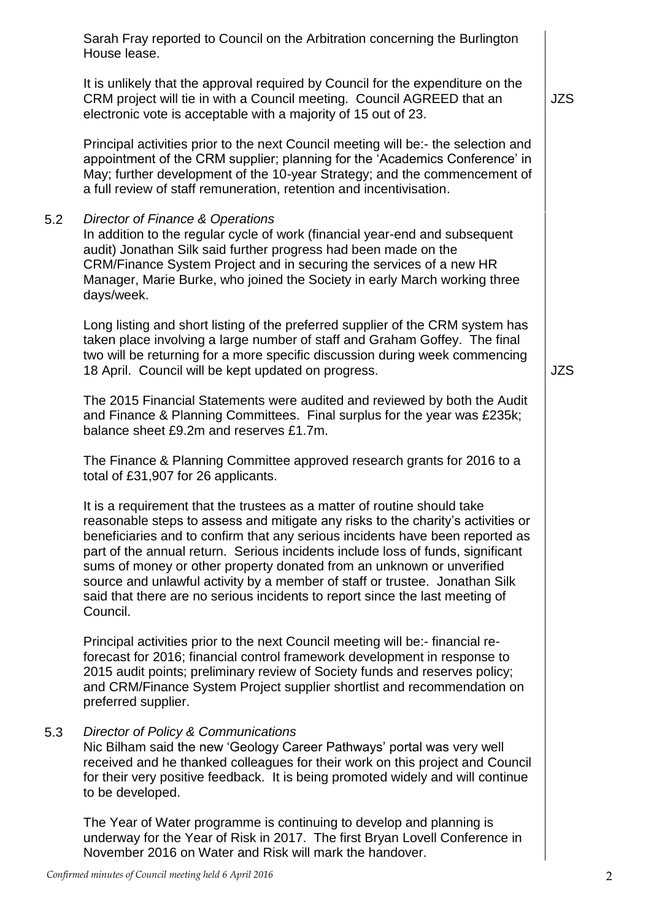Sarah Fray reported to Council on the Arbitration concerning the Burlington House lease.

It is unlikely that the approval required by Council for the expenditure on the CRM project will tie in with a Council meeting. Council AGREED that an electronic vote is acceptable with a majority of 15 out of 23. **JZS**

Principal activities prior to the next Council meeting will be:- the selection and appointment of the CRM supplier; planning for the 'Academics Conference' in May; further development of the 10-year Strategy; and the commencement of a full review of staff remuneration, retention and incentivisation.

5.2 *Director of Finance & Operations*

In addition to the regular cycle of work (financial year-end and subsequent audit) Jonathan Silk said further progress had been made on the CRM/Finance System Project and in securing the services of a new HR Manager, Marie Burke, who joined the Society in early March working three days/week.

Long listing and short listing of the preferred supplier of the CRM system has taken place involving a large number of staff and Graham Goffey. The final two will be returning for a more specific discussion during week commencing 18 April. Council will be kept updated on progress. **JZS**

The 2015 Financial Statements were audited and reviewed by both the Audit and Finance & Planning Committees. Final surplus for the year was £235k; balance sheet £9.2m and reserves £1.7m.

The Finance & Planning Committee approved research grants for 2016 to a total of £31,907 for 26 applicants.

It is a requirement that the trustees as a matter of routine should take reasonable steps to assess and mitigate any risks to the charity's activities or beneficiaries and to confirm that any serious incidents have been reported as part of the annual return. Serious incidents include loss of funds, significant sums of money or other property donated from an unknown or unverified source and unlawful activity by a member of staff or trustee. Jonathan Silk said that there are no serious incidents to report since the last meeting of Council.

Principal activities prior to the next Council meeting will be:- financial re-forecast for 2016; financial control framework development in response to 2015 audit points; preliminary review of Society funds and reserves policy; and CRM/Finance System Project supplier shortlist and recommendation on preferred supplier.

5.3 *Director of Policy & Communications*

Nic Bilham said the new 'Geology Career Pathways' portal was very well received and he thanked colleagues for their work on this project and Council for their very positive feedback. It is being promoted widely and will continue to be developed.

The Year of Water programme is continuing to develop and planning is underway for the Year of Risk in 2017. The first Bryan Lovell Conference in November 2016 on Water and Risk will mark the handover.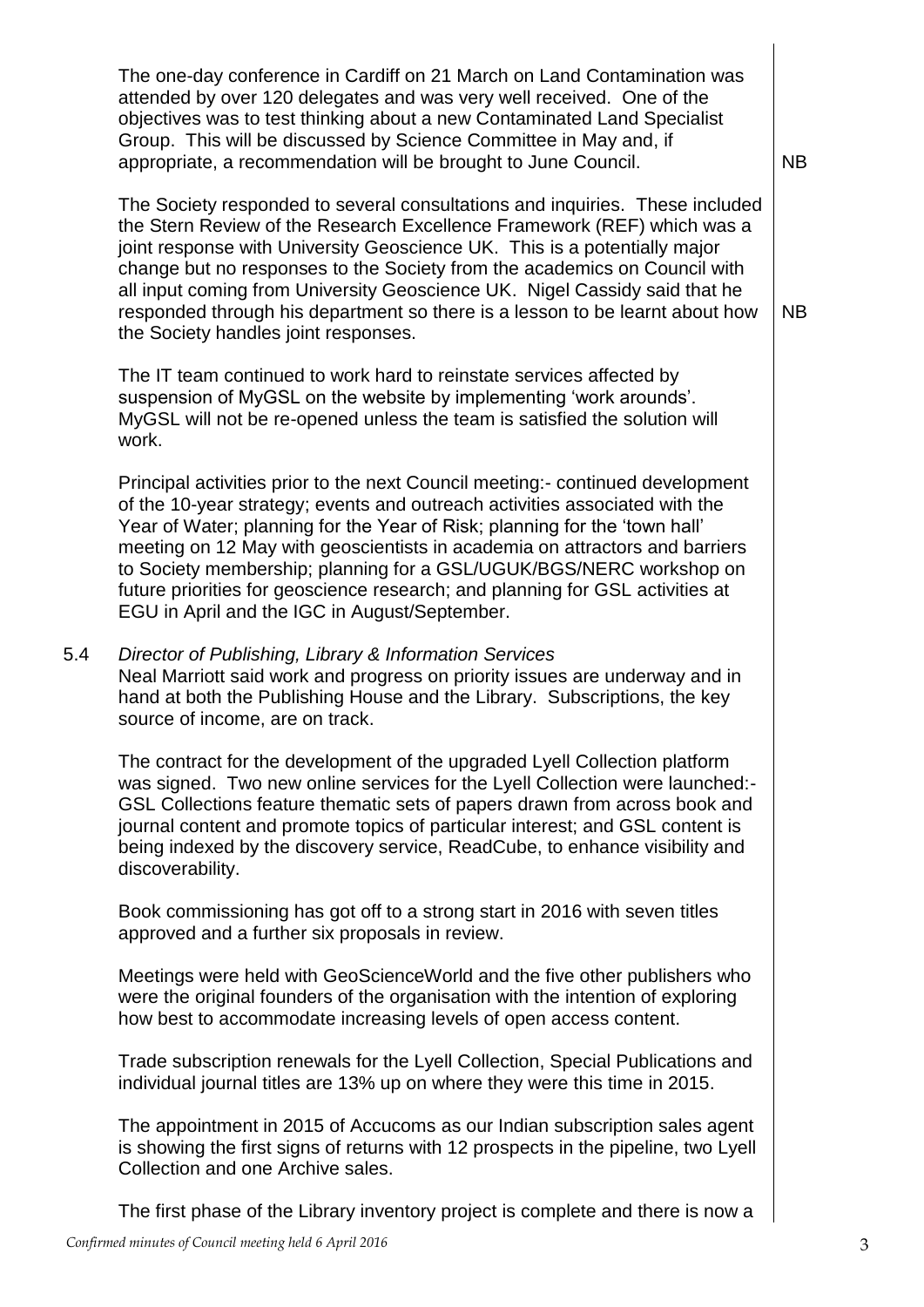The one-day conference in Cardiff on 21 March on Land Contamination was attended by over 120 delegates and was very well received. One of the objectives was to test thinking about a new Contaminated Land Specialist Group. This will be discussed by Science Committee in May and, if appropriate, a recommendation will be brought to June Council. NB

The Society responded to several consultations and inquiries. These included the Stern Review of the Research Excellence Framework (REF) which was a joint response with University Geoscience UK. This is a potentially major change but no responses to the Society from the academics on Council with all input coming from University Geoscience UK. Nigel Cassidy said that he responded through his department so there is a lesson to be learnt about how the Society handles joint responses. NB

The IT team continued to work hard to reinstate services affected by suspension of MyGSL on the website by implementing 'work arounds'. MyGSL will not be re-opened unless the team is satisfied the solution will work.

Principal activities prior to the next Council meeting:- continued development of the 10-year strategy; events and outreach activities associated with the Year of Water; planning for the Year of Risk; planning for the 'town hall' meeting on 12 May with geoscientists in academia on attractors and barriers to Society membership; planning for a GSL/UGUK/BGS/NERC workshop on future priorities for geoscience research; and planning for GSL activities at EGU in April and the IGC in August/September.

5.4 *Director of Publishing, Library & Information Services*

Neal Marriott said work and progress on priority issues are underway and in hand at both the Publishing House and the Library. Subscriptions, the key source of income, are on track.

The contract for the development of the upgraded Lyell Collection platform was signed. Two new online services for the Lyell Collection were launched:- GSL Collections feature thematic sets of papers drawn from across book and journal content and promote topics of particular interest; and GSL content is being indexed by the discovery service, ReadCube, to enhance visibility and discoverability.

Book commissioning has got off to a strong start in 2016 with seven titles approved and a further six proposals in review.

Meetings were held with GeoScienceWorld and the five other publishers who were the original founders of the organisation with the intention of exploring how best to accommodate increasing levels of open access content.

Trade subscription renewals for the Lyell Collection, Special Publications and individual journal titles are 13% up on where they were this time in 2015.

The appointment in 2015 of Accucoms as our Indian subscription sales agent is showing the first signs of returns with 12 prospects in the pipeline, two Lyell Collection and one Archive sales.

The first phase of the Library inventory project is complete and there is now a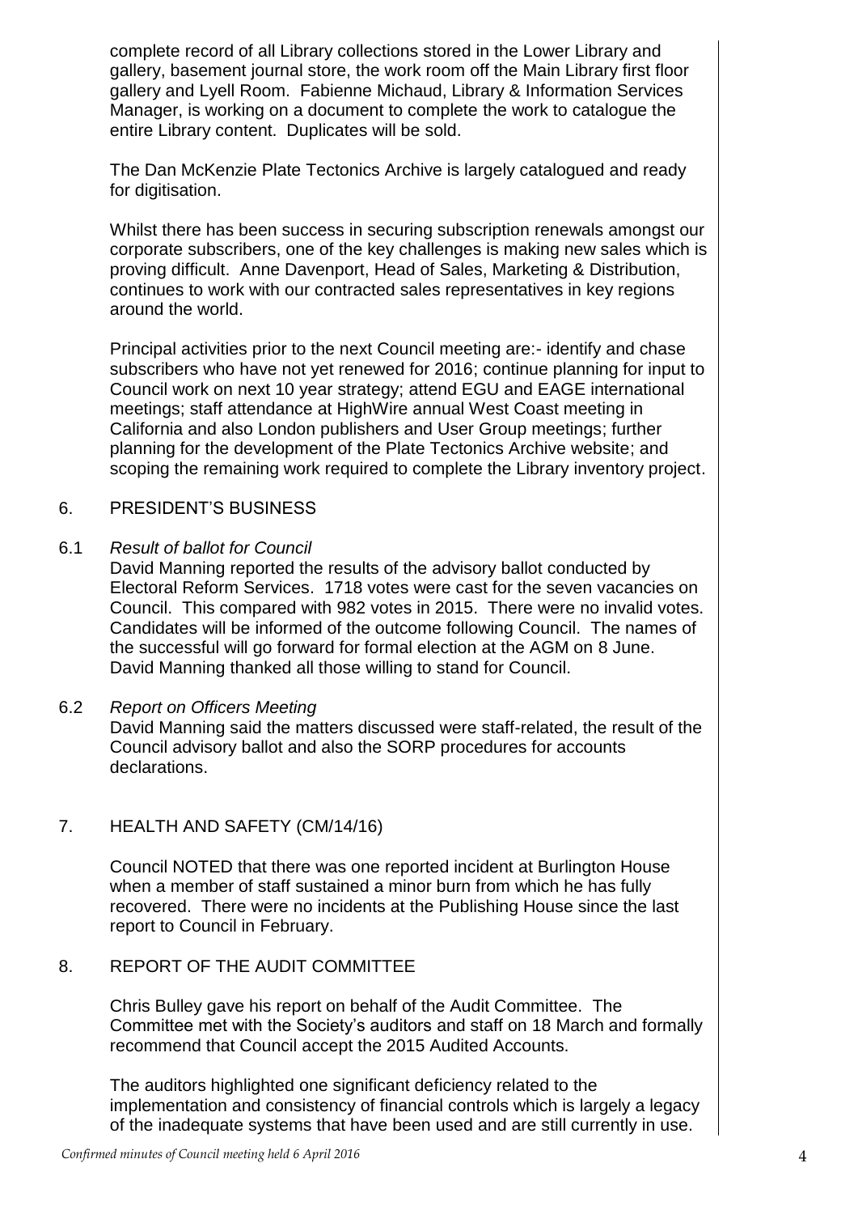complete record of all Library collections stored in the Lower Library and gallery, basement journal store, the work room off the Main Library first floor gallery and Lyell Room. Fabienne Michaud, Library & Information Services Manager, is working on a document to complete the work to catalogue the entire Library content. Duplicates will be sold.

The Dan McKenzie Plate Tectonics Archive is largely catalogued and ready for digitisation.

Whilst there has been success in securing subscription renewals amongst our corporate subscribers, one of the key challenges is making new sales which is proving difficult. Anne Davenport, Head of Sales, Marketing & Distribution, continues to work with our contracted sales representatives in key regions around the world.

Principal activities prior to the next Council meeting are:- identify and chase subscribers who have not yet renewed for 2016; continue planning for input to Council work on next 10 year strategy; attend EGU and EAGE international meetings; staff attendance at HighWire annual West Coast meeting in California and also London publishers and User Group meetings; further planning for the development of the Plate Tectonics Archive website; and scoping the remaining work required to complete the Library inventory project.

## 6. PRESIDENT'S BUSINESS

### 6.1 *Result of ballot for Council*

David Manning reported the results of the advisory ballot conducted by Electoral Reform Services. 1718 votes were cast for the seven vacancies on Council. This compared with 982 votes in 2015. There were no invalid votes. Candidates will be informed of the outcome following Council. The names of the successful will go forward for formal election at the AGM on 8 June. David Manning thanked all those willing to stand for Council.

### 6.2 *Report on Officers Meeting*

David Manning said the matters discussed were staff-related, the result of the Council advisory ballot and also the SORP procedures for accounts declarations.

## 7. HEALTH AND SAFETY (CM/14/16)

Council NOTED that there was one reported incident at Burlington House when a member of staff sustained a minor burn from which he has fully recovered. There were no incidents at the Publishing House since the last report to Council in February.

## 8. REPORT OF THE AUDIT COMMITTEE

Chris Bulley gave his report on behalf of the Audit Committee. The Committee met with the Society's auditors and staff on 18 March and formally recommend that Council accept the 2015 Audited Accounts.

The auditors highlighted one significant deficiency related to the implementation and consistency of financial controls which is largely a legacy of the inadequate systems that have been used and are still currently in use.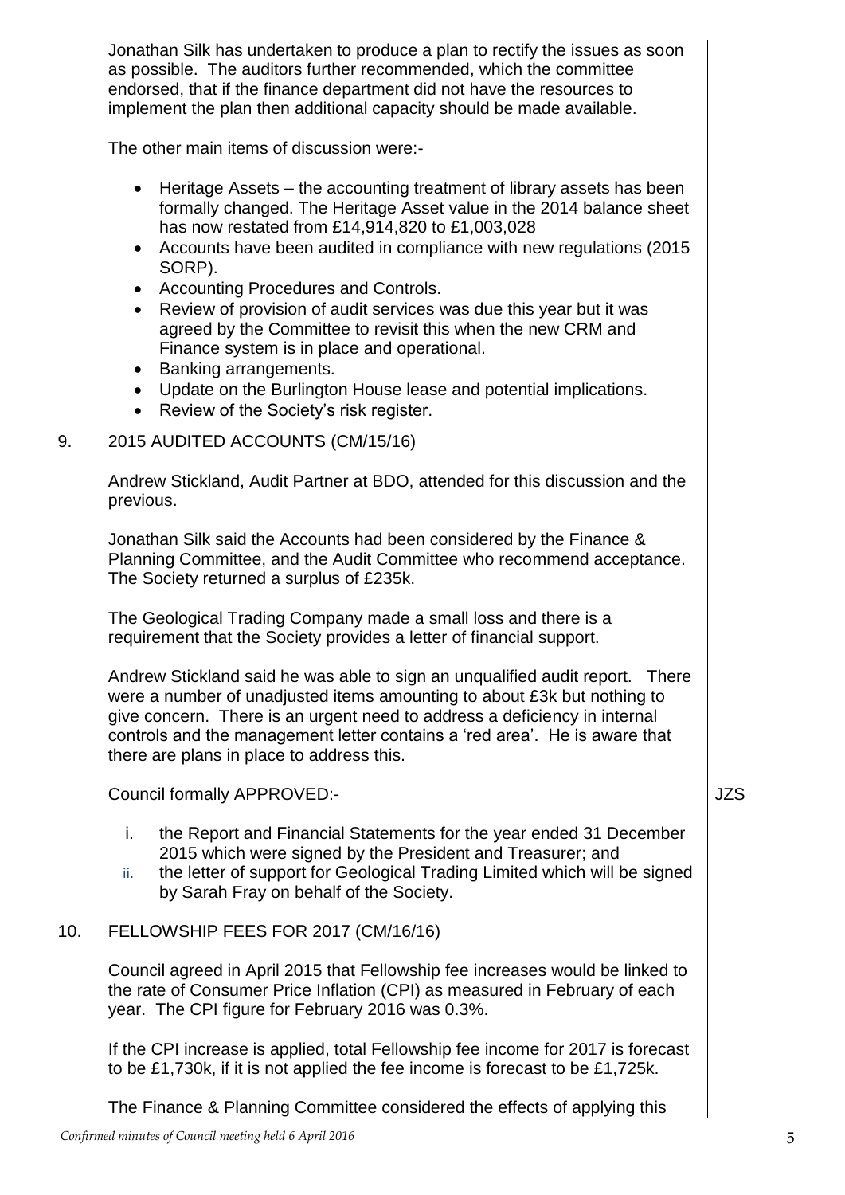Jonathan Silk has undertaken to produce a plan to rectify the issues as soon as possible. The auditors further recommended, which the committee endorsed, that if the finance department did not have the resources to implement the plan then additional capacity should be made available.

The other main items of discussion were:-

- Heritage Assets – the accounting treatment of library assets has been formally changed. The Heritage Asset value in the 2014 balance sheet has now restated from £14,914,820 to £1,003,028
- Accounts have been audited in compliance with new regulations (2015 SORP).
- Accounting Procedures and Controls.
- Review of provision of audit services was due this year but it was agreed by the Committee to revisit this when the new CRM and Finance system is in place and operational.
- Banking arrangements.
- Update on the Burlington House lease and potential implications.
- Review of the Society's risk register.

9. 2015 AUDITED ACCOUNTS (CM/15/16)

Andrew Stickland, Audit Partner at BDO, attended for this discussion and the previous.

Jonathan Silk said the Accounts had been considered by the Finance & Planning Committee, and the Audit Committee who recommend acceptance. The Society returned a surplus of £235k.

The Geological Trading Company made a small loss and there is a requirement that the Society provides a letter of financial support.

Andrew Stickland said he was able to sign an unqualified audit report. There were a number of unadjusted items amounting to about £3k but nothing to give concern. There is an urgent need to address a deficiency in internal controls and the management letter contains a 'red area'. He is aware that there are plans in place to address this.

Council formally APPROVED:- JZS

i. the Report and Financial Statements for the year ended 31 December 2015 which were signed by the President and Treasurer; and
ii. the letter of support for Geological Trading Limited which will be signed by Sarah Fray on behalf of the Society.

10. FELLOWSHIP FEES FOR 2017 (CM/16/16)

Council agreed in April 2015 that Fellowship fee increases would be linked to the rate of Consumer Price Inflation (CPI) as measured in February of each year. The CPI figure for February 2016 was 0.3%.

If the CPI increase is applied, total Fellowship fee income for 2017 is forecast to be £1,730k, if it is not applied the fee income is forecast to be £1,725k.

The Finance & Planning Committee considered the effects of applying this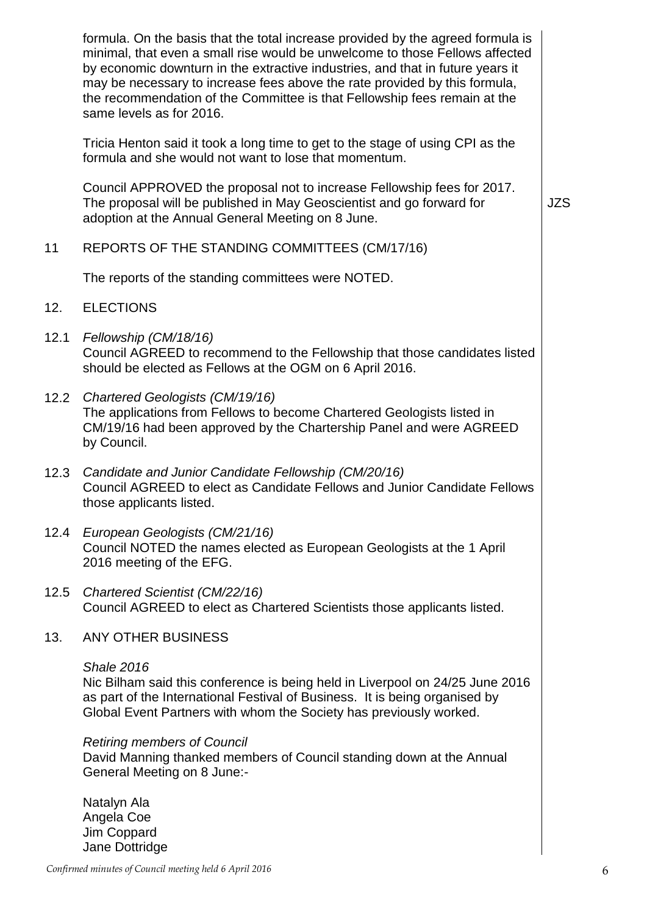formula. On the basis that the total increase provided by the agreed formula is minimal, that even a small rise would be unwelcome to those Fellows affected by economic downturn in the extractive industries, and that in future years it may be necessary to increase fees above the rate provided by this formula, the recommendation of the Committee is that Fellowship fees remain at the same levels as for 2016.

Tricia Henton said it took a long time to get to the stage of using CPI as the formula and she would not want to lose that momentum.

Council APPROVED the proposal not to increase Fellowship fees for 2017. The proposal will be published in May Geoscientist and go forward for adoption at the Annual General Meeting on 8 June. **JZS**

## 11 REPORTS OF THE STANDING COMMITTEES (CM/17/16)

The reports of the standing committees were NOTED.

## 12. ELECTIONS

12.1 *Fellowship (CM/18/16)*
Council AGREED to recommend to the Fellowship that those candidates listed should be elected as Fellows at the OGM on 6 April 2016.

12.2 *Chartered Geologists (CM/19/16)*
The applications from Fellows to become Chartered Geologists listed in CM/19/16 had been approved by the Chartership Panel and were AGREED by Council.

12.3 *Candidate and Junior Candidate Fellowship (CM/20/16)*
Council AGREED to elect as Candidate Fellows and Junior Candidate Fellows those applicants listed.

12.4 *European Geologists (CM/21/16)*
Council NOTED the names elected as European Geologists at the 1 April 2016 meeting of the EFG.

12.5 *Chartered Scientist (CM/22/16)*
Council AGREED to elect as Chartered Scientists those applicants listed.

## 13. ANY OTHER BUSINESS

*Shale 2016*
Nic Bilham said this conference is being held in Liverpool on 24/25 June 2016 as part of the International Festival of Business. It is being organised by Global Event Partners with whom the Society has previously worked.

*Retiring members of Council*
David Manning thanked members of Council standing down at the Annual General Meeting on 8 June:-

Natalyn Ala
Angela Coe
Jim Coppard
Jane Dottridge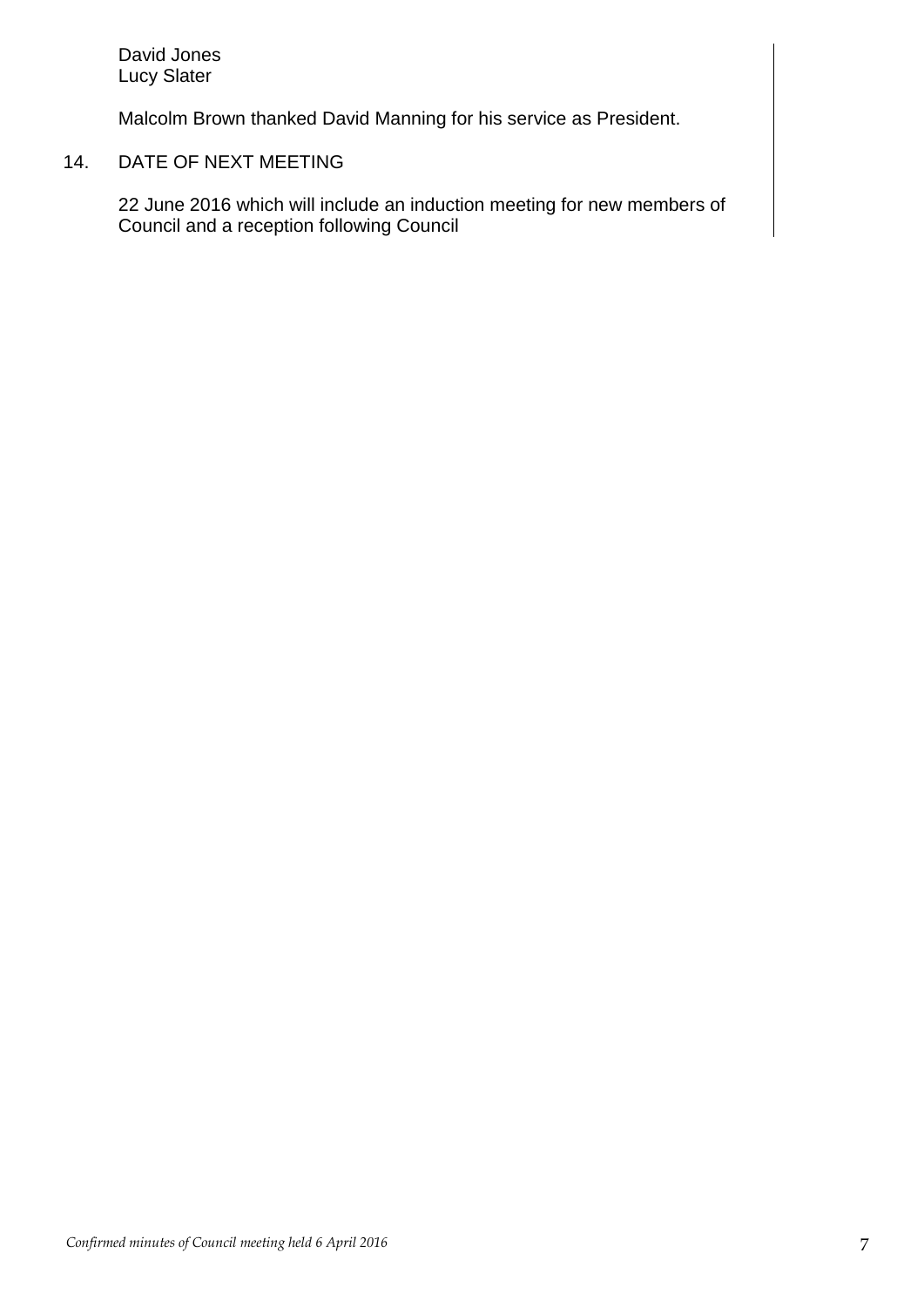David Jones
Lucy Slater

Malcolm Brown thanked David Manning for his service as President.

14. DATE OF NEXT MEETING

22 June 2016 which will include an induction meeting for new members of Council and a reception following Council